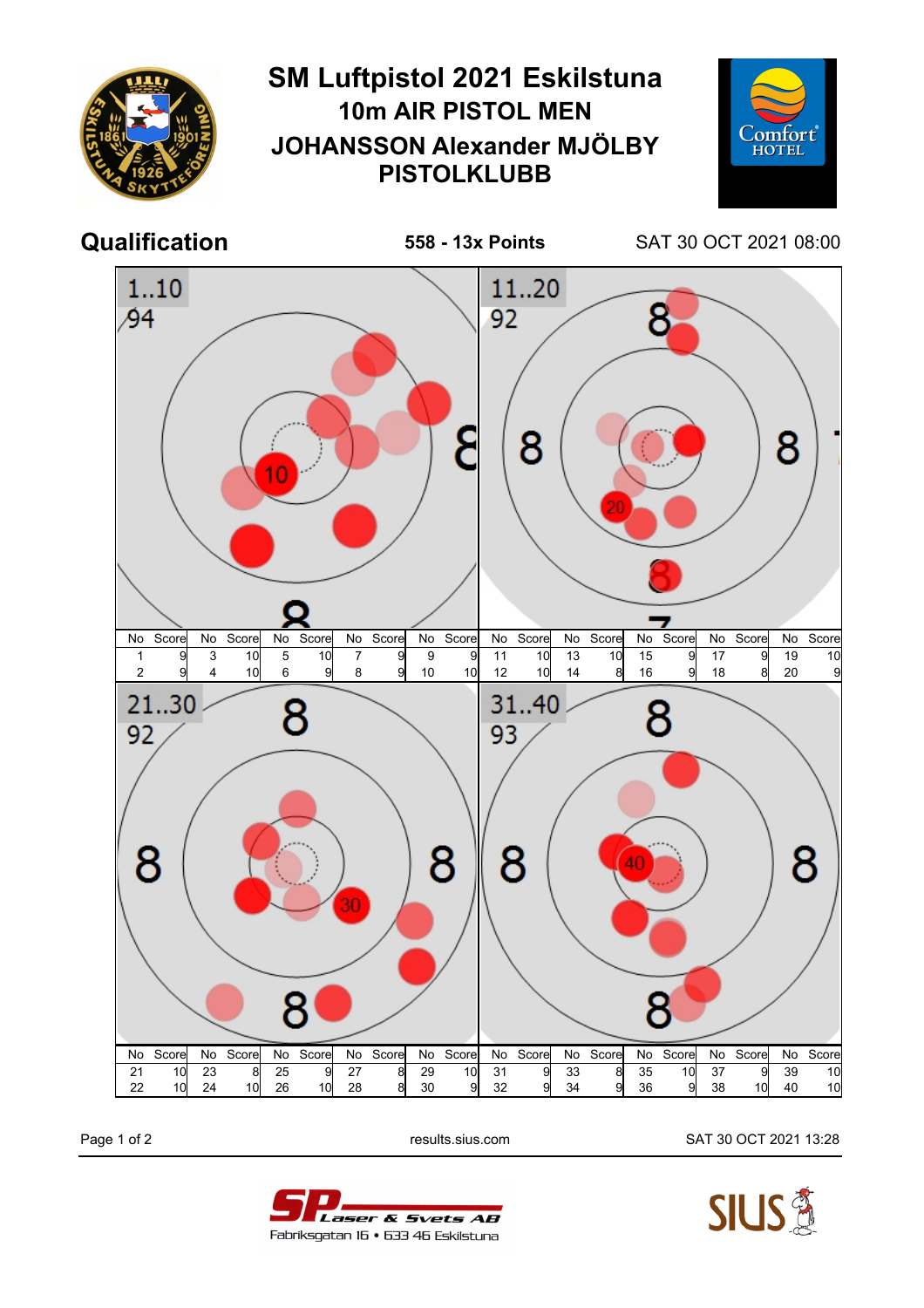# SM Luftpistol 2021 Eskilstuna

## 10m AIR PISTOL MEN

## JOHANSSON Alexander MJÖLBY PISTOLKLUBB

**Qualification** — **558 - 13x Points** — SAT 30 OCT 2021 08:00

**1..10: 94**

| No | Score | No | Score | No | Score | No | Score | No | Score |
|---|---|---|---|---|---|---|---|---|---|
| 1 | 9 | 3 | 10 | 5 | 10 | 7 | 9 | 9 | 9 |
| 2 | 9 | 4 | 10 | 6 | 9 | 8 | 9 | 10 | 10 |

**11..20: 92**

| No | Score | No | Score | No | Score | No | Score | No | Score |
|---|---|---|---|---|---|---|---|---|---|
| 11 | 10 | 13 | 10 | 15 | 9 | 17 | 9 | 19 | 10 |
| 12 | 10 | 14 | 8 | 16 | 9 | 18 | 8 | 20 | 9 |

**21..30: 92**

| No | Score | No | Score | No | Score | No | Score | No | Score |
|---|---|---|---|---|---|---|---|---|---|
| 21 | 10 | 23 | 8 | 25 | 9 | 27 | 8 | 29 | 10 |
| 22 | 10 | 24 | 10 | 26 | 10 | 28 | 8 | 30 | 9 |

**31..40: 93**

| No | Score | No | Score | No | Score | No | Score | No | Score |
|---|---|---|---|---|---|---|---|---|---|
| 31 | 9 | 33 | 8 | 35 | 10 | 37 | 9 | 39 | 10 |
| 32 | 9 | 34 | 9 | 36 | 9 | 38 | 10 | 40 | 10 |

results.sius.com — SAT 30 OCT 2021 13:28

SP Laser & Svets AB, Fabriksgatan 16 • 633 46 Eskilstuna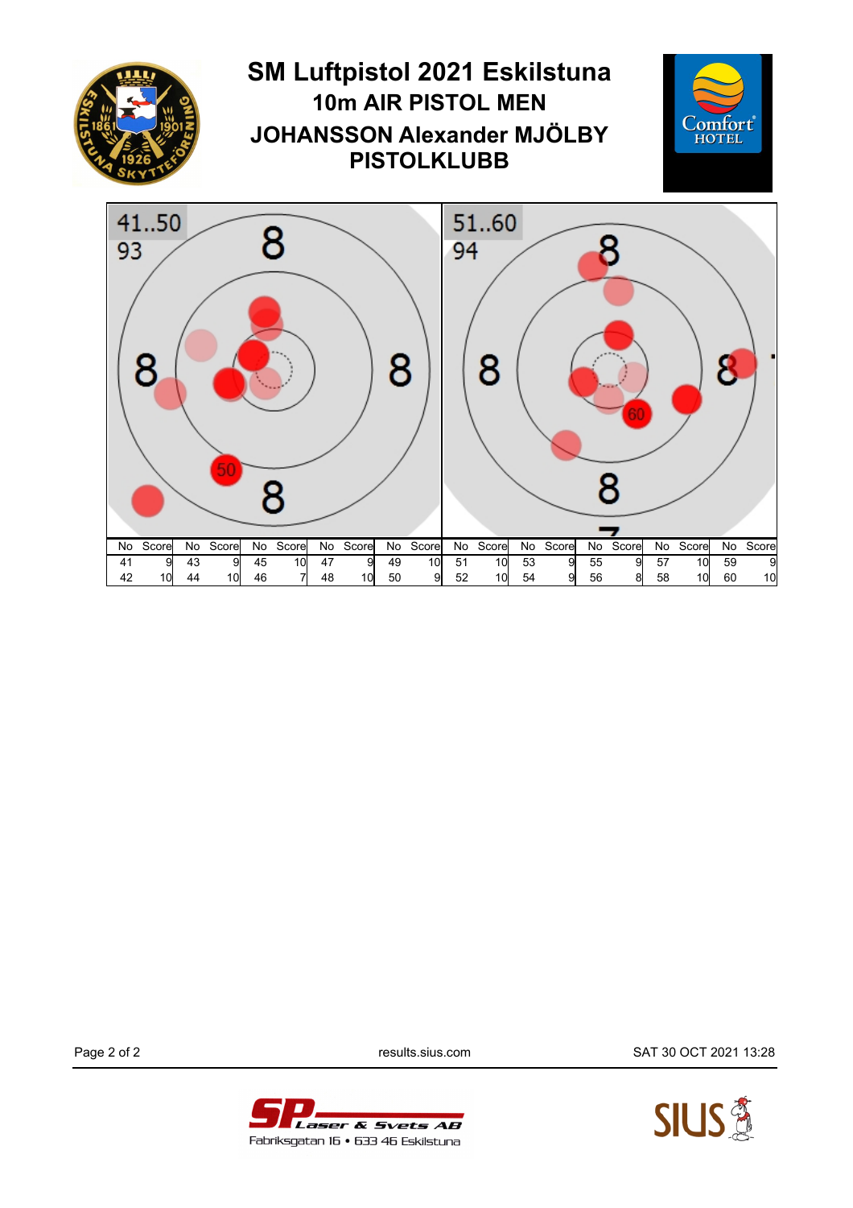# SM Luftpistol 2021 Eskilstuna

## 10m AIR PISTOL MEN

## JOHANSSON Alexander MJÖLBY PISTOLKLUBB

41..50
93

51..60
94

| No | Score | No | Score | No | Score | No | Score | No | Score | No | Score | No | Score | No | Score | No | Score | No | Score |
|---|---|---|---|---|---|---|---|---|---|---|---|---|---|---|---|---|---|---|---|
| 41 | 9 | 43 | 9 | 45 | 10 | 47 | 9 | 49 | 10 | 51 | 10 | 53 | 9 | 55 | 9 | 57 | 10 | 59 | 9 |
| 42 | 10 | 44 | 10 | 46 | 7 | 48 | 10 | 50 | 9 | 52 | 10 | 54 | 9 | 56 | 8 | 58 | 10 | 60 | 10 |

results.sius.com

SAT 30 OCT 2021 13:28

SP Laser & Svets AB
Fabriksgatan 16 • 633 46 Eskilstuna

SIUS